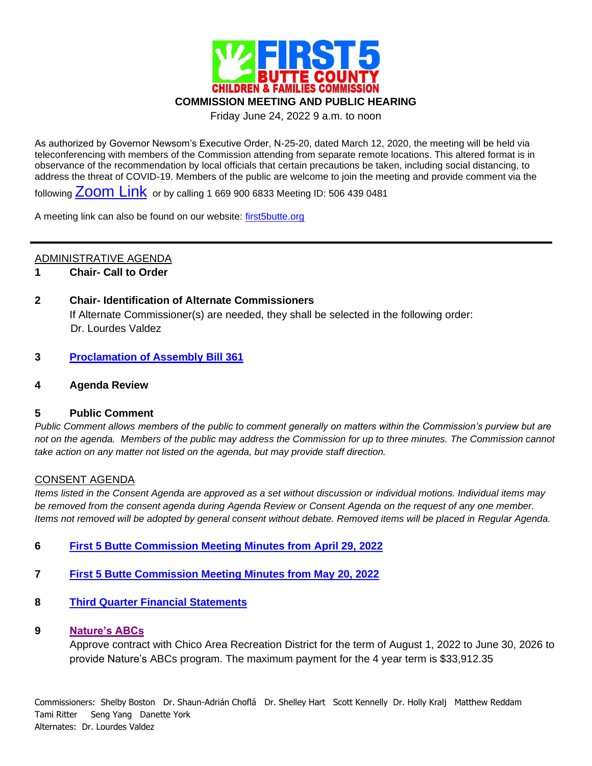# FIRST 5 BUTTE COUNTY

CHILDREN & FAMILIES COMMISSION

## COMMISSION MEETING AND PUBLIC HEARING

Friday June 24, 2022 9 a.m. to noon

As authorized by Governor Newsom's Executive Order, N-25-20, dated March 12, 2020, the meeting will be held via teleconferencing with members of the Commission attending from separate remote locations. This altered format is in observance of the recommendation by local officials that certain precautions be taken, including social distancing, to address the threat of COVID-19. Members of the public are welcome to join the meeting and provide comment via the following Zoom Link or by calling 1 669 900 6833 Meeting ID: 506 439 0481

A meeting link can also be found on our website: first5butte.org

---

ADMINISTRATIVE AGENDA

**1 Chair- Call to Order**

**2 Chair- Identification of Alternate Commissioners**

If Alternate Commissioner(s) are needed, they shall be selected in the following order:
Dr. Lourdes Valdez

**3 Proclamation of Assembly Bill 361**

**4 Agenda Review**

**5 Public Comment**

*Public Comment allows members of the public to comment generally on matters within the Commission's purview but are not on the agenda. Members of the public may address the Commission for up to three minutes. The Commission cannot take action on any matter not listed on the agenda, but may provide staff direction.*

CONSENT AGENDA

*Items listed in the Consent Agenda are approved as a set without discussion or individual motions. Individual items may be removed from the consent agenda during Agenda Review or Consent Agenda on the request of any one member. Items not removed will be adopted by general consent without debate. Removed items will be placed in Regular Agenda.*

**6 First 5 Butte Commission Meeting Minutes from April 29, 2022**

**7 First 5 Butte Commission Meeting Minutes from May 20, 2022**

**8 Third Quarter Financial Statements**

**9 Nature's ABCs**

Approve contract with Chico Area Recreation District for the term of August 1, 2022 to June 30, 2026 to provide Nature's ABCs program. The maximum payment for the 4 year term is $33,912.35

Commissioners: Shelby Boston Dr. Shaun-Adrián Choflá Dr. Shelley Hart Scott Kennelly Dr. Holly Kralj Matthew Reddam Tami Ritter Seng Yang Danette York
Alternates: Dr. Lourdes Valdez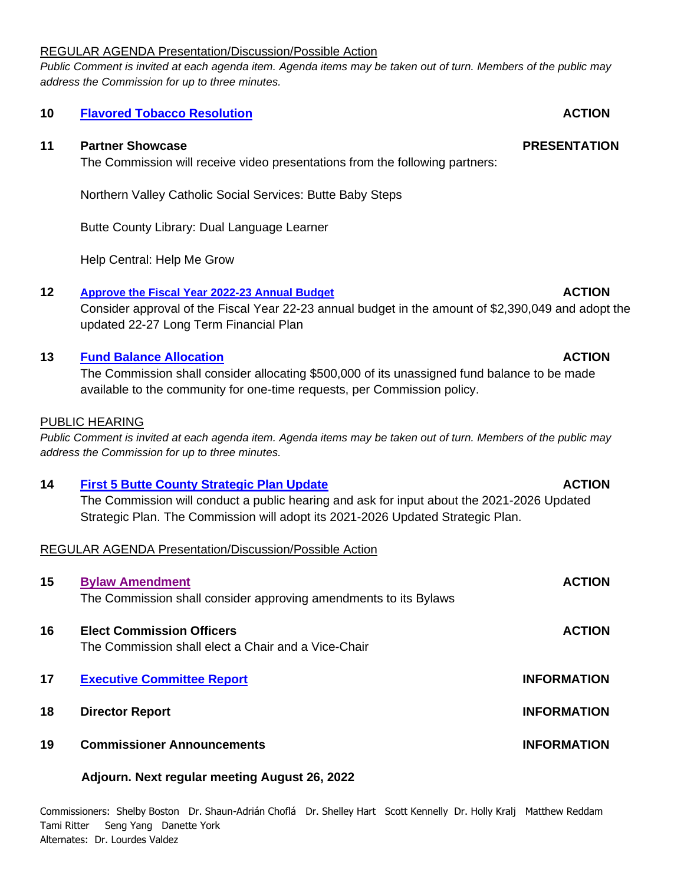REGULAR AGENDA Presentation/Discussion/Possible Action

*Public Comment is invited at each agenda item. Agenda items may be taken out of turn. Members of the public may address the Commission for up to three minutes.*

**10 Flavored Tobacco Resolution** **ACTION**

**11 Partner Showcase** **PRESENTATION**

The Commission will receive video presentations from the following partners:

Northern Valley Catholic Social Services: Butte Baby Steps

Butte County Library: Dual Language Learner

Help Central: Help Me Grow

**12 Approve the Fiscal Year 2022-23 Annual Budget** **ACTION**

Consider approval of the Fiscal Year 22-23 annual budget in the amount of $2,390,049 and adopt the updated 22-27 Long Term Financial Plan

**13 Fund Balance Allocation** **ACTION**

The Commission shall consider allocating $500,000 of its unassigned fund balance to be made available to the community for one-time requests, per Commission policy.

PUBLIC HEARING

*Public Comment is invited at each agenda item. Agenda items may be taken out of turn. Members of the public may address the Commission for up to three minutes.*

**14 First 5 Butte County Strategic Plan Update** **ACTION**

The Commission will conduct a public hearing and ask for input about the 2021-2026 Updated Strategic Plan. The Commission will adopt its 2021-2026 Updated Strategic Plan.

REGULAR AGENDA Presentation/Discussion/Possible Action

**15 Bylaw Amendment** **ACTION**

The Commission shall consider approving amendments to its Bylaws

**16 Elect Commission Officers** **ACTION**

The Commission shall elect a Chair and a Vice-Chair

**17 Executive Committee Report** **INFORMATION**

**18 Director Report** **INFORMATION**

**19 Commissioner Announcements** **INFORMATION**

**Adjourn. Next regular meeting August 26, 2022**

Commissioners: Shelby Boston Dr. Shaun-Adrián Choflá Dr. Shelley Hart Scott Kennelly Dr. Holly Kralj Matthew Reddam Tami Ritter Seng Yang Danette York
Alternates: Dr. Lourdes Valdez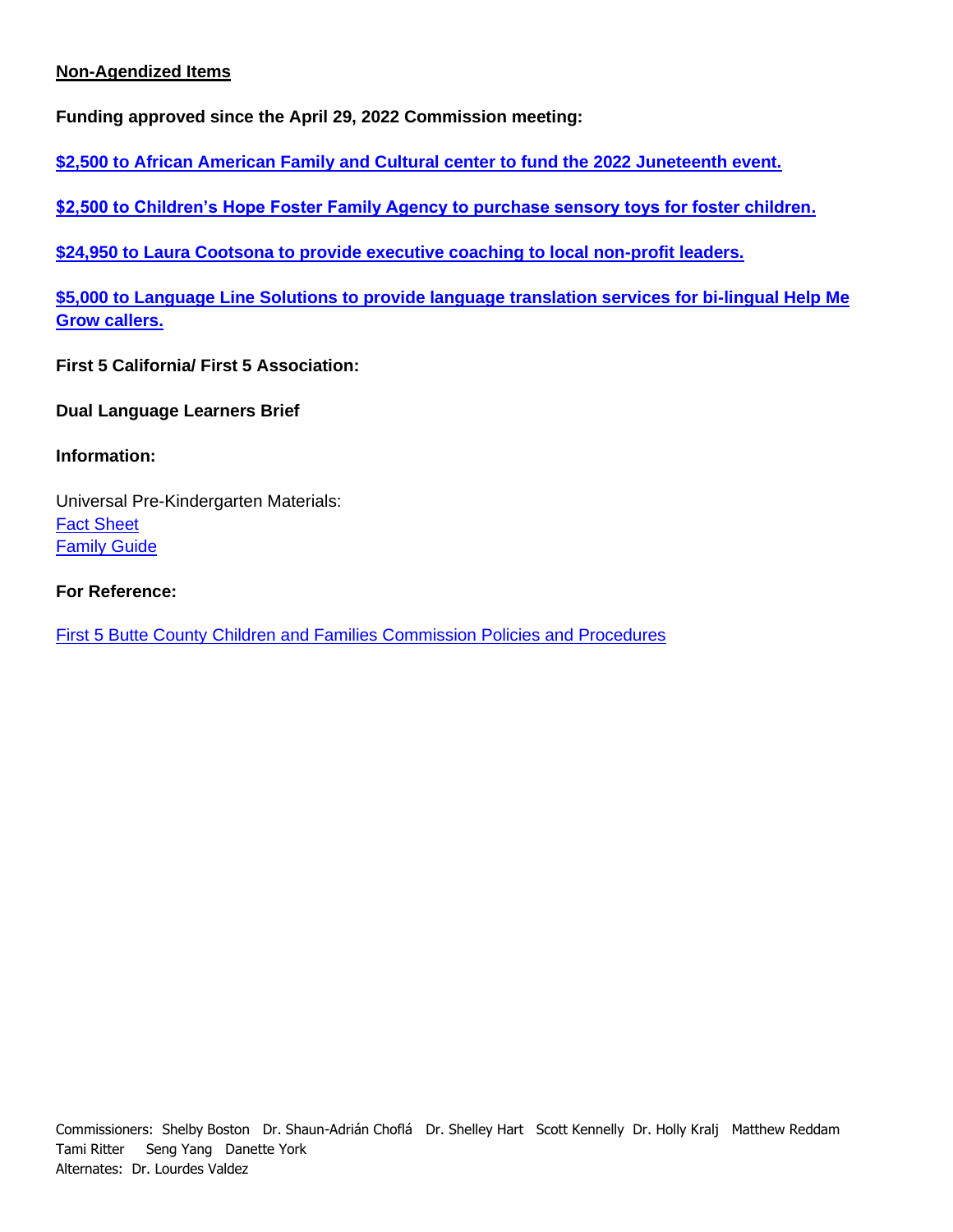**Non-Agendized Items**

**Funding approved since the April 29, 2022 Commission meeting:**

**$2,500 to African American Family and Cultural center to fund the 2022 Juneteenth event.**

**$2,500 to Children's Hope Foster Family Agency to purchase sensory toys for foster children.**

**$24,950 to Laura Cootsona to provide executive coaching to local non-profit leaders.**

**$5,000 to Language Line Solutions to provide language translation services for bi-lingual Help Me Grow callers.**

**First 5 California/ First 5 Association:**

**Dual Language Learners Brief**

**Information:**

Universal Pre-Kindergarten Materials:
Fact Sheet
Family Guide

**For Reference:**

First 5 Butte County Children and Families Commission Policies and Procedures

Commissioners: Shelby Boston Dr. Shaun-Adrián Choflá Dr. Shelley Hart Scott Kennelly Dr. Holly Kralj Matthew Reddam Tami Ritter Seng Yang Danette York
Alternates: Dr. Lourdes Valdez